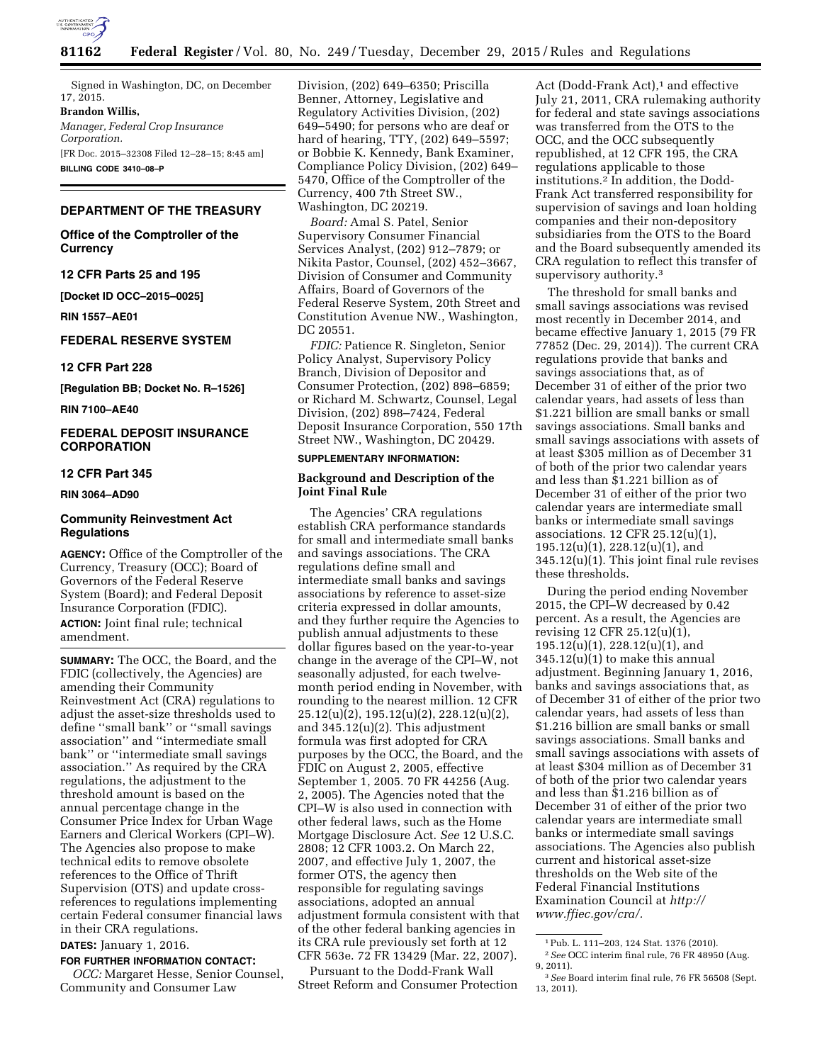Signed in Washington, DC, on December 17, 2015.

**Brandon Willis,**

*Manager, Federal Crop Insurance Corporation.*

[FR Doc. 2015–32308 Filed 12–28–15; 8:45 am]

**BILLING CODE 3410–08–P**

---

## DEPARTMENT OF THE TREASURY

### Office of the Comptroller of the Currency

### 12 CFR Parts 25 and 195

**[Docket ID OCC–2015–0025]**

**RIN 1557–AE01**

## FEDERAL RESERVE SYSTEM

### 12 CFR Part 228

**[Regulation BB; Docket No. R–1526]**

**RIN 7100–AE40**

## FEDERAL DEPOSIT INSURANCE CORPORATION

### 12 CFR Part 345

**RIN 3064–AD90**

## Community Reinvestment Act Regulations

**AGENCY:** Office of the Comptroller of the Currency, Treasury (OCC); Board of Governors of the Federal Reserve System (Board); and Federal Deposit Insurance Corporation (FDIC).

**ACTION:** Joint final rule; technical amendment.

**SUMMARY:** The OCC, the Board, and the FDIC (collectively, the Agencies) are amending their Community Reinvestment Act (CRA) regulations to adjust the asset-size thresholds used to define "small bank" or "small savings association" and "intermediate small bank" or "intermediate small savings association." As required by the CRA regulations, the adjustment to the threshold amount is based on the annual percentage change in the Consumer Price Index for Urban Wage Earners and Clerical Workers (CPI–W). The Agencies also propose to make technical edits to remove obsolete references to the Office of Thrift Supervision (OTS) and update cross-references to regulations implementing certain Federal consumer financial laws in their CRA regulations.

**DATES:** January 1, 2016.

**FOR FURTHER INFORMATION CONTACT:**

*OCC:* Margaret Hesse, Senior Counsel, Community and Consumer Law Division, (202) 649–6350; Priscilla Benner, Attorney, Legislative and Regulatory Activities Division, (202) 649–5490; for persons who are deaf or hard of hearing, TTY, (202) 649–5597; or Bobbie K. Kennedy, Bank Examiner, Compliance Policy Division, (202) 649–5470, Office of the Comptroller of the Currency, 400 7th Street SW., Washington, DC 20219.

*Board:* Amal S. Patel, Senior Supervisory Consumer Financial Services Analyst, (202) 912–7879; or Nikita Pastor, Counsel, (202) 452–3667, Division of Consumer and Community Affairs, Board of Governors of the Federal Reserve System, 20th Street and Constitution Avenue NW., Washington, DC 20551.

*FDIC:* Patience R. Singleton, Senior Policy Analyst, Supervisory Policy Branch, Division of Depositor and Consumer Protection, (202) 898–6859; or Richard M. Schwartz, Counsel, Legal Division, (202) 898–7424, Federal Deposit Insurance Corporation, 550 17th Street NW., Washington, DC 20429.

**SUPPLEMENTARY INFORMATION:**

### Background and Description of the Joint Final Rule

The Agencies' CRA regulations establish CRA performance standards for small and intermediate small banks and savings associations. The CRA regulations define small and intermediate small banks and savings associations by reference to asset-size criteria expressed in dollar amounts, and they further require the Agencies to publish annual adjustments to these dollar figures based on the year-to-year change in the average of the CPI–W, not seasonally adjusted, for each twelve-month period ending in November, with rounding to the nearest million. 12 CFR 25.12(u)(2), 195.12(u)(2), 228.12(u)(2), and 345.12(u)(2). This adjustment formula was first adopted for CRA purposes by the OCC, the Board, and the FDIC on August 2, 2005, effective September 1, 2005. 70 FR 44256 (Aug. 2, 2005). The Agencies noted that the CPI–W is also used in connection with other federal laws, such as the Home Mortgage Disclosure Act. *See* 12 U.S.C. 2808; 12 CFR 1003.2. On March 22, 2007, and effective July 1, 2007, the former OTS, the agency then responsible for regulating savings associations, adopted an annual adjustment formula consistent with that of the other federal banking agencies in its CRA rule previously set forth at 12 CFR 563e. 72 FR 13429 (Mar. 22, 2007).

Pursuant to the Dodd-Frank Wall Street Reform and Consumer Protection Act (Dodd-Frank Act),[1] and effective July 21, 2011, CRA rulemaking authority for federal and state savings associations was transferred from the OTS to the OCC, and the OCC subsequently republished, at 12 CFR 195, the CRA regulations applicable to those institutions.[2] In addition, the Dodd-Frank Act transferred responsibility for supervision of savings and loan holding companies and their non-depository subsidiaries from the OTS to the Board and the Board subsequently amended its CRA regulation to reflect this transfer of supervisory authority.[3]

The threshold for small banks and small savings associations was revised most recently in December 2014, and became effective January 1, 2015 (79 FR 77852 (Dec. 29, 2014)). The current CRA regulations provide that banks and savings associations that, as of December 31 of either of the prior two calendar years, had assets of less than $1.221 billion are small banks or small savings associations. Small banks and small savings associations with assets of at least $305 million as of December 31 of both of the prior two calendar years and less than $1.221 billion as of December 31 of either of the prior two calendar years are intermediate small banks or intermediate small savings associations. 12 CFR 25.12(u)(1), 195.12(u)(1), 228.12(u)(1), and 345.12(u)(1). This joint final rule revises these thresholds.

During the period ending November 2015, the CPI–W decreased by 0.42 percent. As a result, the Agencies are revising 12 CFR 25.12(u)(1), 195.12(u)(1), 228.12(u)(1), and 345.12(u)(1) to make this annual adjustment. Beginning January 1, 2016, banks and savings associations that, as of December 31 of either of the prior two calendar years, had assets of less than $1.216 billion are small banks or small savings associations. Small banks and small savings associations with assets of at least $304 million as of December 31 of both of the prior two calendar years and less than $1.216 billion as of December 31 of either of the prior two calendar years are intermediate small banks or intermediate small savings associations. The Agencies also publish current and historical asset-size thresholds on the Web site of the Federal Financial Institutions Examination Council at *http://www.ffiec.gov/cra/.*

---

[1] Pub. L. 111–203, 124 Stat. 1376 (2010).

[2] *See* OCC interim final rule, 76 FR 48950 (Aug. 9, 2011).

[3] *See* Board interim final rule, 76 FR 56508 (Sept. 13, 2011).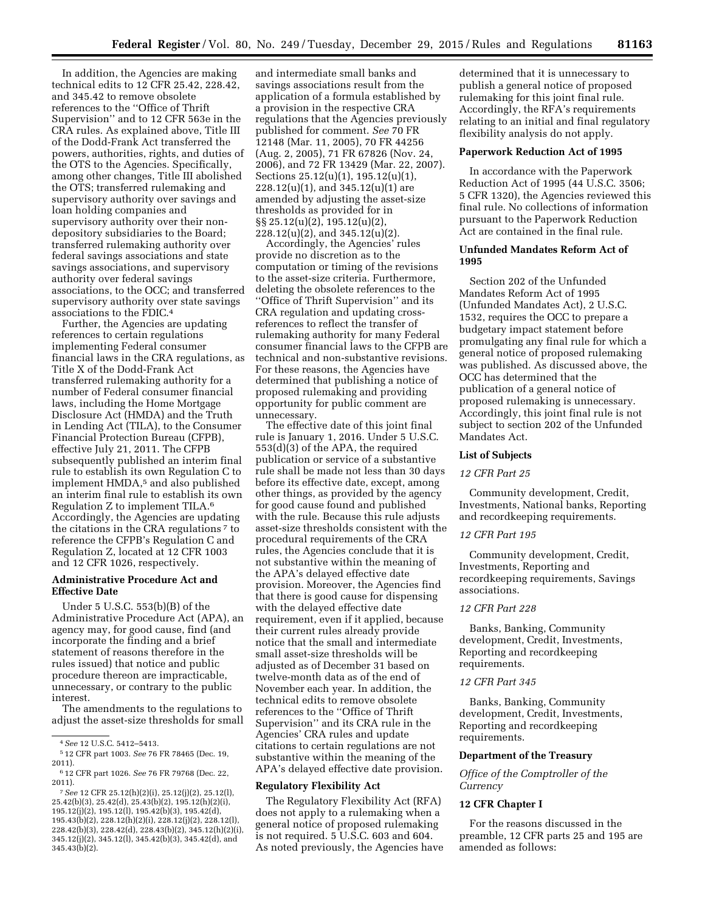In addition, the Agencies are making technical edits to 12 CFR 25.42, 228.42, and 345.42 to remove obsolete references to the "Office of Thrift Supervision" and to 12 CFR 563e in the CRA rules. As explained above, Title III of the Dodd-Frank Act transferred the powers, authorities, rights, and duties of the OTS to the Agencies. Specifically, among other changes, Title III abolished the OTS; transferred rulemaking and supervisory authority over savings and loan holding companies and supervisory authority over their non-depository subsidiaries to the Board; transferred rulemaking authority over federal savings associations and state savings associations, and supervisory authority over federal savings associations, to the OCC; and transferred supervisory authority over state savings associations to the FDIC.[4]

Further, the Agencies are updating references to certain regulations implementing Federal consumer financial laws in the CRA regulations, as Title X of the Dodd-Frank Act transferred rulemaking authority for a number of Federal consumer financial laws, including the Home Mortgage Disclosure Act (HMDA) and the Truth in Lending Act (TILA), to the Consumer Financial Protection Bureau (CFPB), effective July 21, 2011. The CFPB subsequently published an interim final rule to establish its own Regulation C to implement HMDA,[5] and also published an interim final rule to establish its own Regulation Z to implement TILA.[6] Accordingly, the Agencies are updating the citations in the CRA regulations[7] to reference the CFPB's Regulation C and Regulation Z, located at 12 CFR 1003 and 12 CFR 1026, respectively.

## Administrative Procedure Act and Effective Date

Under 5 U.S.C. 553(b)(B) of the Administrative Procedure Act (APA), an agency may, for good cause, find (and incorporate the finding and a brief statement of reasons therefore in the rules issued) that notice and public procedure thereon are impracticable, unnecessary, or contrary to the public interest.

The amendments to the regulations to adjust the asset-size thresholds for small and intermediate small banks and savings associations result from the application of a formula established by a provision in the respective CRA regulations that the Agencies previously published for comment. *See* 70 FR 12148 (Mar. 11, 2005), 70 FR 44256 (Aug. 2, 2005), 71 FR 67826 (Nov. 24, 2006), and 72 FR 13429 (Mar. 22, 2007). Sections 25.12(u)(1), 195.12(u)(1), 228.12(u)(1), and 345.12(u)(1) are amended by adjusting the asset-size thresholds as provided for in §§ 25.12(u)(2), 195.12(u)(2), 228.12(u)(2), and 345.12(u)(2).

Accordingly, the Agencies' rules provide no discretion as to the computation or timing of the revisions to the asset-size criteria. Furthermore, deleting the obsolete references to the "Office of Thrift Supervision" and its CRA regulation and updating cross-references to reflect the transfer of rulemaking authority for many Federal consumer financial laws to the CFPB are technical and non-substantive revisions. For these reasons, the Agencies have determined that publishing a notice of proposed rulemaking and providing opportunity for public comment are unnecessary.

The effective date of this joint final rule is January 1, 2016. Under 5 U.S.C. 553(d)(3) of the APA, the required publication or service of a substantive rule shall be made not less than 30 days before its effective date, except, among other things, as provided by the agency for good cause found and published with the rule. Because this rule adjusts asset-size thresholds consistent with the procedural requirements of the CRA rules, the Agencies conclude that it is not substantive within the meaning of the APA's delayed effective date provision. Moreover, the Agencies find that there is good cause for dispensing with the delayed effective date requirement, even if it applied, because their current rules already provide notice that the small and intermediate small asset-size thresholds will be adjusted as of December 31 based on twelve-month data as of the end of November each year. In addition, the technical edits to remove obsolete references to the "Office of Thrift Supervision" and its CRA rule in the Agencies' CRA rules and update citations to certain regulations are not substantive within the meaning of the APA's delayed effective date provision.

## Regulatory Flexibility Act

The Regulatory Flexibility Act (RFA) does not apply to a rulemaking when a general notice of proposed rulemaking is not required. 5 U.S.C. 603 and 604. As noted previously, the Agencies have determined that it is unnecessary to publish a general notice of proposed rulemaking for this joint final rule. Accordingly, the RFA's requirements relating to an initial and final regulatory flexibility analysis do not apply.

## Paperwork Reduction Act of 1995

In accordance with the Paperwork Reduction Act of 1995 (44 U.S.C. 3506; 5 CFR 1320), the Agencies reviewed this final rule. No collections of information pursuant to the Paperwork Reduction Act are contained in the final rule.

## Unfunded Mandates Reform Act of 1995

Section 202 of the Unfunded Mandates Reform Act of 1995 (Unfunded Mandates Act), 2 U.S.C. 1532, requires the OCC to prepare a budgetary impact statement before promulgating any final rule for which a general notice of proposed rulemaking was published. As discussed above, the OCC has determined that the publication of a general notice of proposed rulemaking is unnecessary. Accordingly, this joint final rule is not subject to section 202 of the Unfunded Mandates Act.

## List of Subjects

*12 CFR Part 25*

Community development, Credit, Investments, National banks, Reporting and recordkeeping requirements.

*12 CFR Part 195*

Community development, Credit, Investments, Reporting and recordkeeping requirements, Savings associations.

*12 CFR Part 228*

Banks, Banking, Community development, Credit, Investments, Reporting and recordkeeping requirements.

*12 CFR Part 345*

Banks, Banking, Community development, Credit, Investments, Reporting and recordkeeping requirements.

## Department of the Treasury

*Office of the Comptroller of the Currency*

## 12 CFR Chapter I

For the reasons discussed in the preamble, 12 CFR parts 25 and 195 are amended as follows:

---

[4] *See* 12 U.S.C. 5412–5413.

[5] 12 CFR part 1003. *See* 76 FR 78465 (Dec. 19, 2011).

[6] 12 CFR part 1026. *See* 76 FR 79768 (Dec. 22, 2011).

[7] *See* 12 CFR 25.12(h)(2)(i), 25.12(j)(2), 25.12(l), 25.42(b)(3), 25.42(d), 25.43(b)(2), 195.12(h)(2)(i), 195.12(j)(2), 195.12(l), 195.42(b)(3), 195.42(d), 195.43(b)(2), 228.12(h)(2)(i), 228.12(j)(2), 228.12(l), 228.42(b)(3), 228.42(d), 228.43(b)(2), 345.12(h)(2)(i), 345.12(j)(2), 345.12(l), 345.42(b)(3), 345.42(d), and 345.43(b)(2).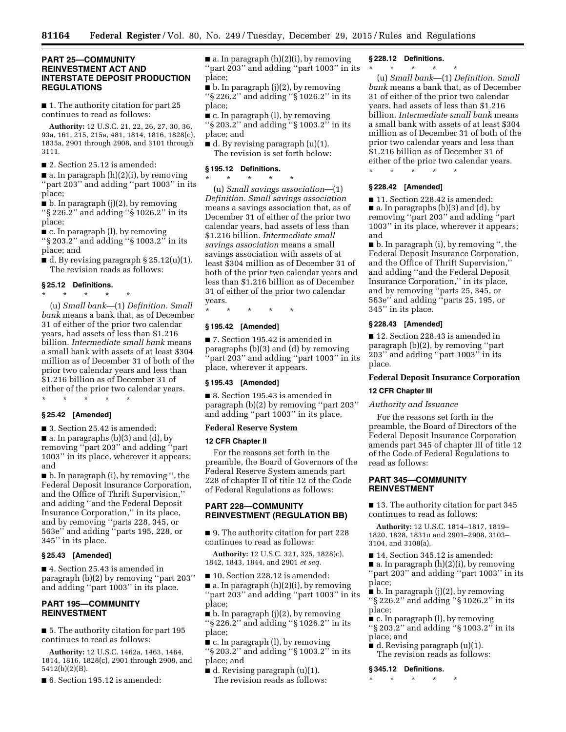## PART 25—COMMUNITY REINVESTMENT ACT AND INTERSTATE DEPOSIT PRODUCTION REGULATIONS

■ 1. The authority citation for part 25 continues to read as follows:

**Authority:** 12 U.S.C. 21, 22, 26, 27, 30, 36, 93a, 161, 215, 215a, 481, 1814, 1816, 1828(c), 1835a, 2901 through 2908, and 3101 through 3111.

■ 2. Section 25.12 is amended:

■ a. In paragraph (h)(2)(i), by removing ''part 203'' and adding ''part 1003'' in its place;

■ b. In paragraph (j)(2), by removing ''§ 226.2'' and adding ''§ 1026.2'' in its place;

■ c. In paragraph (l), by removing ''§ 203.2'' and adding ''§ 1003.2'' in its place; and

■ d. By revising paragraph § 25.12(u)(1).

The revision reads as follows:

### § 25.12 Definitions.

\* \* \* \* \*

(u) *Small bank*—(1) *Definition. Small bank* means a bank that, as of December 31 of either of the prior two calendar years, had assets of less than $1.216 billion. *Intermediate small bank* means a small bank with assets of at least $304 million as of December 31 of both of the prior two calendar years and less than $1.216 billion as of December 31 of either of the prior two calendar years.

\* \* \* \* \*

### § 25.42 [Amended]

■ 3. Section 25.42 is amended:

■ a. In paragraphs (b)(3) and (d), by removing ''part 203'' and adding ''part 1003'' in its place, wherever it appears; and

■ b. In paragraph (i), by removing '', the Federal Deposit Insurance Corporation, and the Office of Thrift Supervision,'' and adding ''and the Federal Deposit Insurance Corporation,'' in its place, and by removing ''parts 228, 345, or 563e'' and adding ''parts 195, 228, or 345'' in its place.

### § 25.43 [Amended]

■ 4. Section 25.43 is amended in paragraph (b)(2) by removing ''part 203'' and adding ''part 1003'' in its place.

## PART 195—COMMUNITY REINVESTMENT

■ 5. The authority citation for part 195 continues to read as follows:

**Authority:** 12 U.S.C. 1462a, 1463, 1464, 1814, 1816, 1828(c), 2901 through 2908, and 5412(b)(2)(B).

■ 6. Section 195.12 is amended:

■ a. In paragraph (h)(2)(i), by removing ''part 203'' and adding ''part 1003'' in its place;

■ b. In paragraph (j)(2), by removing ''§ 226.2'' and adding ''§ 1026.2'' in its place;

■ c. In paragraph (l), by removing ''§ 203.2'' and adding ''§ 1003.2'' in its place; and

■ d. By revising paragraph (u)(1).

The revision is set forth below:

### § 195.12 Definitions.

\* \* \* \* \*

(u) *Small savings association*—(1) *Definition. Small savings association* means a savings association that, as of December 31 of either of the prior two calendar years, had assets of less than $1.216 billion. *Intermediate small savings association* means a small savings association with assets of at least $304 million as of December 31 of both of the prior two calendar years and less than $1.216 billion as of December 31 of either of the prior two calendar years.

\* \* \* \* \*

### § 195.42 [Amended]

■ 7. Section 195.42 is amended in paragraphs (b)(3) and (d) by removing ''part 203'' and adding ''part 1003'' in its place, wherever it appears.

### § 195.43 [Amended]

■ 8. Section 195.43 is amended in paragraph (b)(2) by removing ''part 203'' and adding ''part 1003'' in its place.

## Federal Reserve System

### 12 CFR Chapter II

For the reasons set forth in the preamble, the Board of Governors of the Federal Reserve System amends part 228 of chapter II of title 12 of the Code of Federal Regulations as follows:

## PART 228—COMMUNITY REINVESTMENT (REGULATION BB)

■ 9. The authority citation for part 228 continues to read as follows:

**Authority:** 12 U.S.C. 321, 325, 1828(c), 1842, 1843, 1844, and 2901 *et seq.*

■ 10. Section 228.12 is amended:

■ a. In paragraph (h)(2)(i), by removing ''part 203'' and adding ''part 1003'' in its place;

■ b. In paragraph (j)(2), by removing ''§ 226.2'' and adding ''§ 1026.2'' in its place;

■ c. In paragraph (l), by removing ''§ 203.2'' and adding ''§ 1003.2'' in its place; and

■ d. Revising paragraph (u)(1).

The revision reads as follows:

### § 228.12 Definitions.

\* \* \* \* \*

(u) *Small bank*—(1) *Definition. Small bank* means a bank that, as of December 31 of either of the prior two calendar years, had assets of less than $1.216 billion. *Intermediate small bank* means a small bank with assets of at least $304 million as of December 31 of both of the prior two calendar years and less than $1.216 billion as of December 31 of either of the prior two calendar years.

\* \* \* \* \*

### § 228.42 [Amended]

■ 11. Section 228.42 is amended:

■ a. In paragraphs (b)(3) and (d), by removing ''part 203'' and adding ''part 1003'' in its place, wherever it appears; and

■ b. In paragraph (i), by removing '', the Federal Deposit Insurance Corporation, and the Office of Thrift Supervision,'' and adding ''and the Federal Deposit Insurance Corporation,'' in its place, and by removing ''parts 25, 345, or 563e'' and adding ''parts 25, 195, or 345'' in its place.

### § 228.43 [Amended]

■ 12. Section 228.43 is amended in paragraph (b)(2), by removing ''part 203'' and adding ''part 1003'' in its place.

## Federal Deposit Insurance Corporation

### 12 CFR Chapter III

*Authority and Issuance*

For the reasons set forth in the preamble, the Board of Directors of the Federal Deposit Insurance Corporation amends part 345 of chapter III of title 12 of the Code of Federal Regulations to read as follows:

## PART 345—COMMUNITY REINVESTMENT

■ 13. The authority citation for part 345 continues to read as follows:

**Authority:** 12 U.S.C. 1814–1817, 1819–1820, 1828, 1831u and 2901–2908, 3103–3104, and 3108(a).

■ 14. Section 345.12 is amended:

■ a. In paragraph (h)(2)(i), by removing ''part 203'' and adding ''part 1003'' in its place;

■ b. In paragraph (j)(2), by removing ''§ 226.2'' and adding ''§ 1026.2'' in its place;

■ c. In paragraph (l), by removing ''§ 203.2'' and adding ''§ 1003.2'' in its place; and

■ d. Revising paragraph (u)(1).

The revision reads as follows:

### § 345.12 Definitions.

\* \* \* \* \*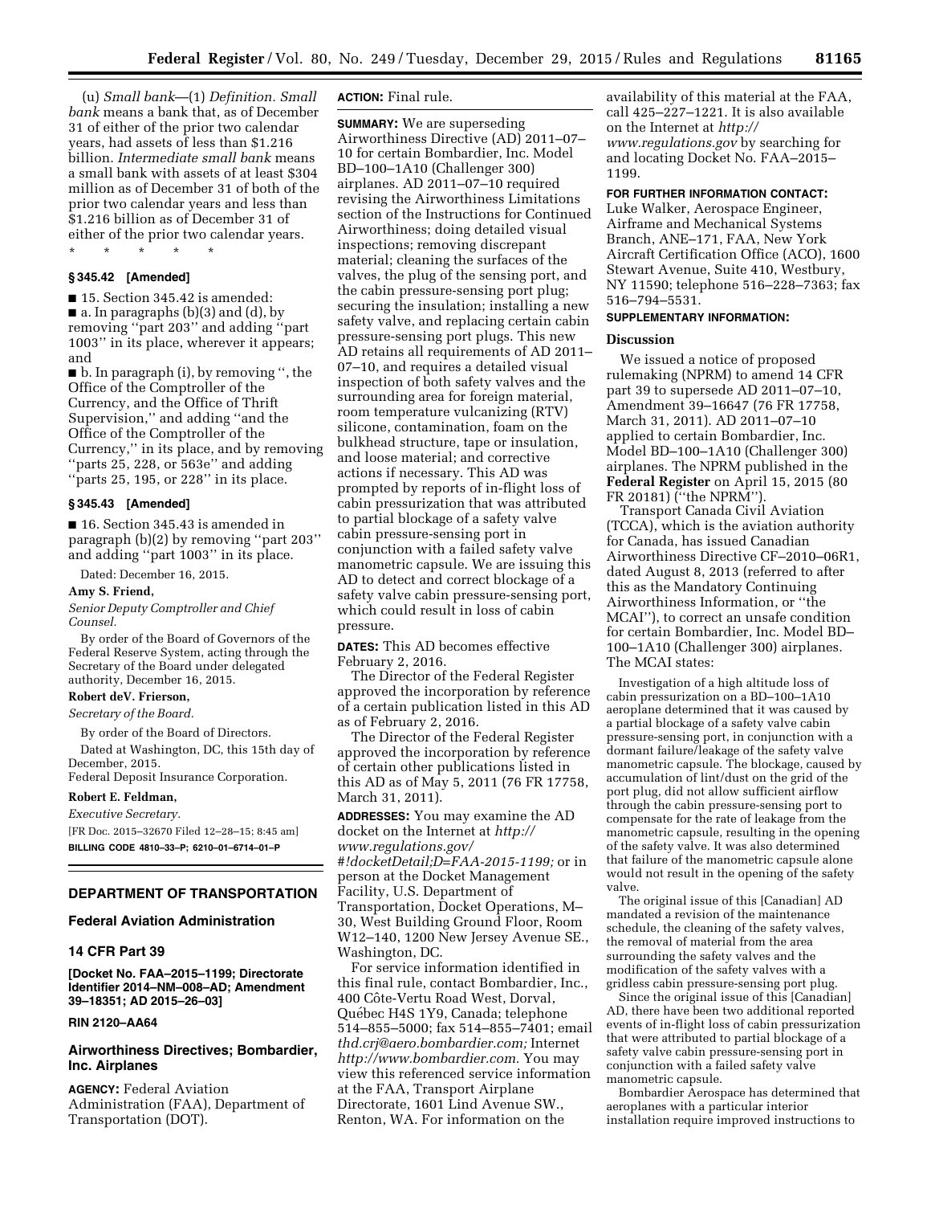(u) *Small bank*—(1) *Definition. Small bank* means a bank that, as of December 31 of either of the prior two calendar years, had assets of less than $1.216 billion. *Intermediate small bank* means a small bank with assets of at least $304 million as of December 31 of both of the prior two calendar years and less than $1.216 billion as of December 31 of either of the prior two calendar years.

\* \* \* \* \*

### § 345.42 [Amended]

■ 15. Section 345.42 is amended:

■ a. In paragraphs (b)(3) and (d), by removing ''part 203'' and adding ''part 1003'' in its place, wherever it appears; and

■ b. In paragraph (i), by removing '', the Office of the Comptroller of the Currency, and the Office of Thrift Supervision,'' and adding ''and the Office of the Comptroller of the Currency,'' in its place, and by removing ''parts 25, 228, or 563e'' and adding ''parts 25, 195, or 228'' in its place.

### § 345.43 [Amended]

■ 16. Section 345.43 is amended in paragraph (b)(2) by removing ''part 203'' and adding ''part 1003'' in its place.

Dated: December 16, 2015.

**Amy S. Friend,**

*Senior Deputy Comptroller and Chief Counsel.*

By order of the Board of Governors of the Federal Reserve System, acting through the Secretary of the Board under delegated authority, December 16, 2015.

**Robert deV. Frierson,**

*Secretary of the Board.*

By order of the Board of Directors.

Dated at Washington, DC, this 15th day of December, 2015.

Federal Deposit Insurance Corporation.

**Robert E. Feldman,**

*Executive Secretary.*

[FR Doc. 2015–32670 Filed 12–28–15; 8:45 am]

**BILLING CODE 4810–33–P; 6210–01–6714–01–P**

## DEPARTMENT OF TRANSPORTATION

### Federal Aviation Administration

### 14 CFR Part 39

**[Docket No. FAA–2015–1199; Directorate Identifier 2014–NM–008–AD; Amendment 39–18351; AD 2015–26–03]**

**RIN 2120–AA64**

### Airworthiness Directives; Bombardier, Inc. Airplanes

**AGENCY:** Federal Aviation Administration (FAA), Department of Transportation (DOT).

**ACTION:** Final rule.

**SUMMARY:** We are superseding Airworthiness Directive (AD) 2011–07–10 for certain Bombardier, Inc. Model BD–100–1A10 (Challenger 300) airplanes. AD 2011–07–10 required revising the Airworthiness Limitations section of the Instructions for Continued Airworthiness; doing detailed visual inspections; removing discrepant material; cleaning the surfaces of the valves, the plug of the sensing port, and the cabin pressure-sensing port plug; securing the insulation; installing a new safety valve, and replacing certain cabin pressure-sensing port plugs. This new AD retains all requirements of AD 2011–07–10, and requires a detailed visual inspection of both safety valves and the surrounding area for foreign material, room temperature vulcanizing (RTV) silicone, contamination, foam on the bulkhead structure, tape or insulation, and loose material; and corrective actions if necessary. This AD was prompted by reports of in-flight loss of cabin pressurization that was attributed to partial blockage of a safety valve cabin pressure-sensing port in conjunction with a failed safety valve manometric capsule. We are issuing this AD to detect and correct blockage of a safety valve cabin pressure-sensing port, which could result in loss of cabin pressure.

**DATES:** This AD becomes effective February 2, 2016.

The Director of the Federal Register approved the incorporation by reference of a certain publication listed in this AD as of February 2, 2016.

The Director of the Federal Register approved the incorporation by reference of certain other publications listed in this AD as of May 5, 2011 (76 FR 17758, March 31, 2011).

**ADDRESSES:** You may examine the AD docket on the Internet at *http://www.regulations.gov/#!docketDetail;D=FAA-2015-1199;* or in person at the Docket Management Facility, U.S. Department of Transportation, Docket Operations, M–30, West Building Ground Floor, Room W12–140, 1200 New Jersey Avenue SE., Washington, DC.

For service information identified in this final rule, contact Bombardier, Inc., 400 Côte-Vertu Road West, Dorval, Québec H4S 1Y9, Canada; telephone 514–855–5000; fax 514–855–7401; email *thd.crj@aero.bombardier.com;* Internet *http://www.bombardier.com.* You may view this referenced service information at the FAA, Transport Airplane Directorate, 1601 Lind Avenue SW., Renton, WA. For information on the availability of this material at the FAA, call 425–227–1221. It is also available on the Internet at *http://www.regulations.gov* by searching for and locating Docket No. FAA–2015–1199.

**FOR FURTHER INFORMATION CONTACT:** Luke Walker, Aerospace Engineer, Airframe and Mechanical Systems Branch, ANE–171, FAA, New York Aircraft Certification Office (ACO), 1600 Stewart Avenue, Suite 410, Westbury, NY 11590; telephone 516–228–7363; fax 516–794–5531.

**SUPPLEMENTARY INFORMATION:**

#### Discussion

We issued a notice of proposed rulemaking (NPRM) to amend 14 CFR part 39 to supersede AD 2011–07–10, Amendment 39–16647 (76 FR 17758, March 31, 2011). AD 2011–07–10 applied to certain Bombardier, Inc. Model BD–100–1A10 (Challenger 300) airplanes. The NPRM published in the **Federal Register** on April 15, 2015 (80 FR 20181) (''the NPRM'').

Transport Canada Civil Aviation (TCCA), which is the aviation authority for Canada, has issued Canadian Airworthiness Directive CF–2010–06R1, dated August 8, 2013 (referred to after this as the Mandatory Continuing Airworthiness Information, or ''the MCAI''), to correct an unsafe condition for certain Bombardier, Inc. Model BD–100–1A10 (Challenger 300) airplanes. The MCAI states:

> Investigation of a high altitude loss of cabin pressurization on a BD–100–1A10 aeroplane determined that it was caused by a partial blockage of a safety valve cabin pressure-sensing port, in conjunction with a dormant failure/leakage of the safety valve manometric capsule. The blockage, caused by accumulation of lint/dust on the grid of the port plug, did not allow sufficient airflow through the cabin pressure-sensing port to compensate for the rate of leakage from the manometric capsule, resulting in the opening of the safety valve. It was also determined that failure of the manometric capsule alone would not result in the opening of the safety valve.
>
> The original issue of this [Canadian] AD mandated a revision of the maintenance schedule, the cleaning of the safety valves, the removal of material from the area surrounding the safety valves and the modification of the safety valves with a gridless cabin pressure-sensing port plug.
>
> Since the original issue of this [Canadian] AD, there have been two additional reported events of in-flight loss of cabin pressurization that were attributed to partial blockage of a safety valve cabin pressure-sensing port in conjunction with a failed safety valve manometric capsule.
>
> Bombardier Aerospace has determined that aeroplanes with a particular interior installation require improved instructions to